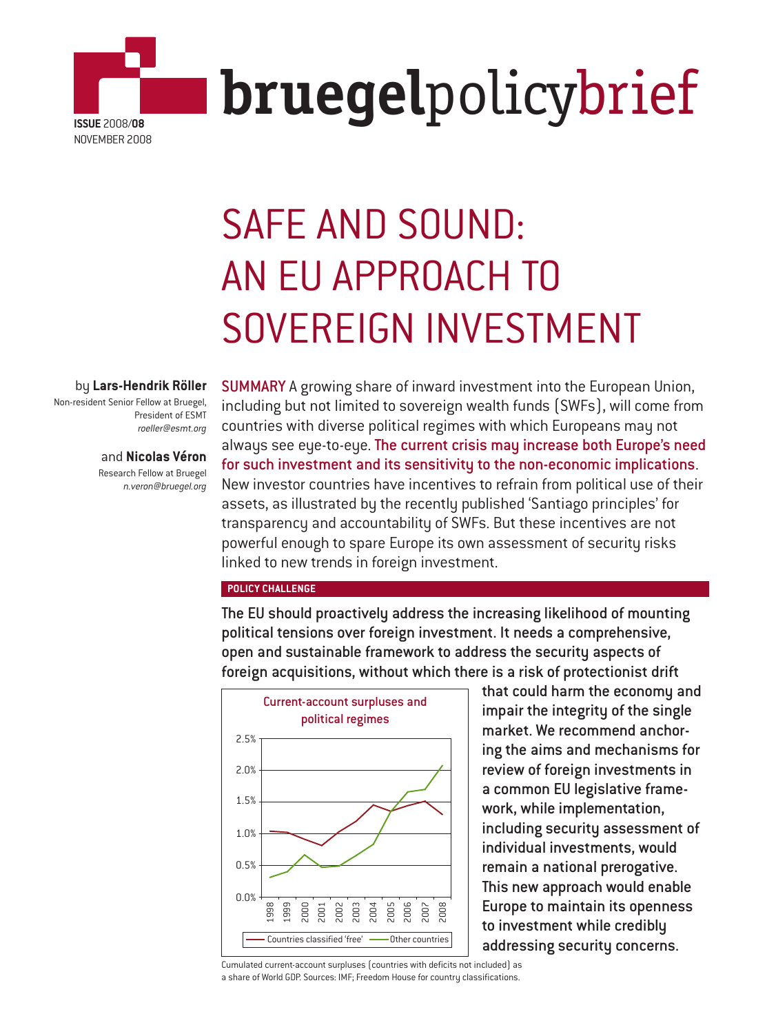bruegelpolicybrief

**ISSUE** 2008/**08**
NOVEMBER 2008

# SAFE AND SOUND: AN EU APPROACH TO SOVEREIGN INVESTMENT

by **Lars-Hendrik Röller**
Non-resident Senior Fellow at Bruegel, President of ESMT
*roeller@esmt.org*

and **Nicolas Véron**
Research Fellow at Bruegel
*n.veron@bruegel.org*

**SUMMARY** A growing share of inward investment into the European Union, including but not limited to sovereign wealth funds (SWFs), will come from countries with diverse political regimes with which Europeans may not always see eye-to-eye. **The current crisis may increase both Europe's need for such investment and its sensitivity to the non-economic implications.** New investor countries have incentives to refrain from political use of their assets, as illustrated by the recently published 'Santiago principles' for transparency and accountability of SWFs. But these incentives are not powerful enough to spare Europe its own assessment of security risks linked to new trends in foreign investment.

**POLICY CHALLENGE**

**The EU should proactively address the increasing likelihood of mounting political tensions over foreign investment. It needs a comprehensive, open and sustainable framework to address the security aspects of foreign acquisitions, without which there is a risk of protectionist drift that could harm the economy and impair the integrity of the single market. We recommend anchoring the aims and mechanisms for review of foreign investments in a common EU legislative framework, while implementation, including security assessment of individual investments, would remain a national prerogative. This new approach would enable Europe to maintain its openness to investment while credibly addressing security concerns.**

Current-account surpluses and political regimes

2.5%
2.0%
1.5%
1.0%
0.5%
0.0%

1998 1999 2000 2001 2002 2003 2004 2005 2006 2007 2008

Countries classified 'free' — Other countries

Cumulated current-account surpluses (countries with deficits not included) as a share of World GDP. Sources: IMF; Freedom House for country classifications.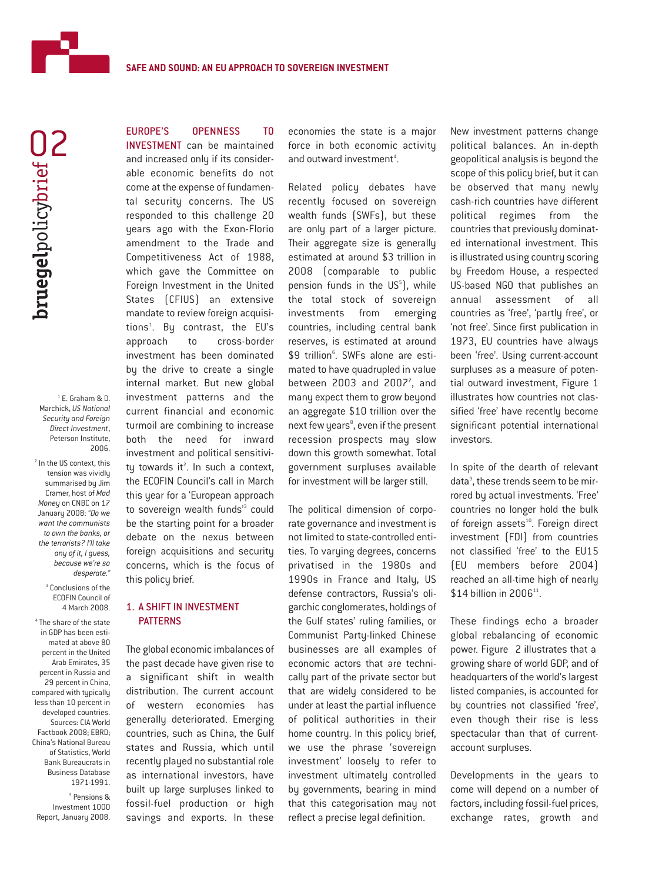EUROPE'S OPENNESS TO INVESTMENT can be maintained and increased only if its considerable economic benefits do not come at the expense of fundamental security concerns. The US responded to this challenge 20 years ago with the Exon-Florio amendment to the Trade and Competitiveness Act of 1988, which gave the Committee on Foreign Investment in the United States (CFIUS) an extensive mandate to review foreign acquisitions[1]. By contrast, the EU's approach to cross-border investment has been dominated by the drive to create a single internal market. But new global investment patterns and the current financial and economic turmoil are combining to increase both the need for inward investment and political sensitivity towards it[2]. In such a context, the ECOFIN Council's call in March this year for a 'European approach to sovereign wealth funds'[3] could be the starting point for a broader debate on the nexus between foreign acquisitions and security concerns, which is the focus of this policy brief.

## 1. A SHIFT IN INVESTMENT PATTERNS

The global economic imbalances of the past decade have given rise to a significant shift in wealth distribution. The current account of western economies has generally deteriorated. Emerging countries, such as China, the Gulf states and Russia, which until recently played no substantial role as international investors, have built up large surpluses linked to fossil-fuel production or high savings and exports. In these economies the state is a major force in both economic activity and outward investment[4].

Related policy debates have recently focused on sovereign wealth funds (SWFs), but these are only part of a larger picture. Their aggregate size is generally estimated at around \$3 trillion in 2008 (comparable to public pension funds in the US[5]), while the total stock of sovereign investments from emerging countries, including central bank reserves, is estimated at around \$9 trillion[6]. SWFs alone are estimated to have quadrupled in value between 2003 and 2007[7], and many expect them to grow beyond an aggregate \$10 trillion over the next few years[8], even if the present recession prospects may slow down this growth somewhat. Total government surpluses available for investment will be larger still.

The political dimension of corporate governance and investment is not limited to state-controlled entities. To varying degrees, concerns privatised in the 1980s and 1990s in France and Italy, US defense contractors, Russia's oligarchic conglomerates, holdings of the Gulf states' ruling families, or Communist Party-linked Chinese businesses are all examples of economic actors that are technically part of the private sector but that are widely considered to be under at least the partial influence of political authorities in their home country. In this policy brief, we use the phrase 'sovereign investment' loosely to refer to investment ultimately controlled by governments, bearing in mind that this categorisation may not reflect a precise legal definition.

New investment patterns change political balances. An in-depth geopolitical analysis is beyond the scope of this policy brief, but it can be observed that many newly cash-rich countries have different political regimes from the countries that previously dominated international investment. This is illustrated using country scoring by Freedom House, a respected US-based NGO that publishes an annual assessment of all countries as 'free', 'partly free', or 'not free'. Since first publication in 1973, EU countries have always been 'free'. Using current-account surpluses as a measure of potential outward investment, Figure 1 illustrates how countries not classified 'free' have recently become significant potential international investors.

In spite of the dearth of relevant data[9], these trends seem to be mirrored by actual investments. 'Free' countries no longer hold the bulk of foreign assets[10]. Foreign direct investment (FDI) from countries not classified 'free' to the EU15 (EU members before 2004) reached an all-time high of nearly \$14 billion in 2006[11].

These findings echo a broader global rebalancing of economic power. Figure 2 illustrates that a growing share of world GDP, and of headquarters of the world's largest listed companies, is accounted for by countries not classified 'free', even though their rise is less spectacular than that of current-account surpluses.

Developments in the years to come will depend on a number of factors, including fossil-fuel prices, exchange rates, growth and

---

[1] E. Graham & D. Marchick, *US National Security and Foreign Direct Investment*, Peterson Institute, 2006.

[2] In the US context, this tension was vividly summarised by Jim Cramer, host of *Mad Money* on CNBC on 17 January 2008: *"Do we want the communists to own the banks, or the terrorists? I'll take any of it, I guess, because we're so desperate."*

[3] Conclusions of the ECOFIN Council of 4 March 2008.

[4] The share of the state in GDP has been estimated at above 80 percent in the United Arab Emirates, 35 percent in Russia and 29 percent in China, compared with typically less than 10 percent in developed countries. Sources: CIA World Factbook 2008; EBRD; China's National Bureau of Statistics, World Bank Bureaucrats in Business Database 1971-1991.

[5] Pensions & Investment 1000 Report, January 2008.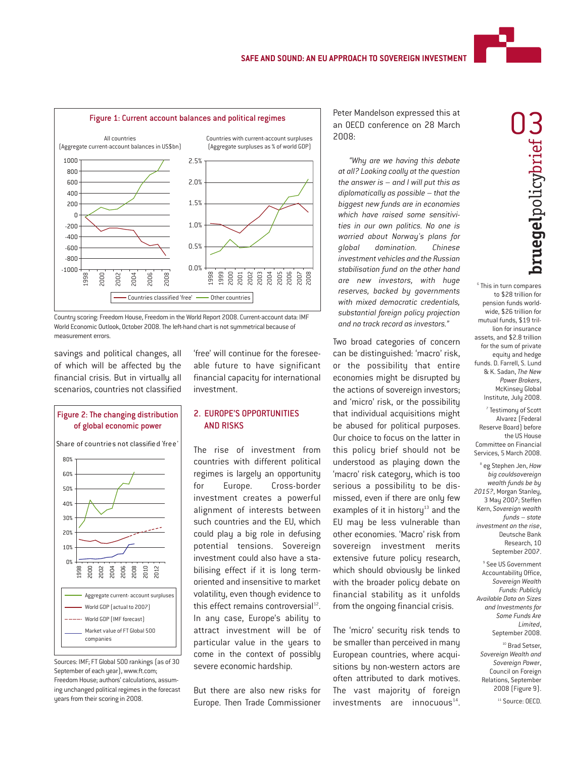Figure 1: Current account balances and political regimes

All countries
(Aggregate current-account balances in US$bn)

1000
800
600
400
200
0
-200
-400
-600
-800
-1000
1998
2000
2002
2004
2006
2008

Countries with current-account surpluses
(Aggregate surpluses as % of world GDP)

2.5%
2.0%
1.5%
1.0%
0.5%
0.0%
1998
1999
2000
2001
2002
2003
2004
2005
2006
2007
2008

Countries classified 'free'
Other countries

Country scoring: Freedom House, Freedom in the World Report 2008. Current-account data: IMF World Economic Outlook, October 2008. The left-hand chart is not symmetrical because of measurement errors.

savings and political changes, all of which will be affected by the financial crisis. But in virtually all scenarios, countries not classified 'free' will continue for the foreseeable future to have significant financial capacity for international investment.

Figure 2: The changing distribution of global economic power

Share of countries not classified 'free'

80%
60%
50%
40%
30%
20%
10%
0%
1998
2000
2002
2004
2006
2008
2010
2012

Aggregate current- account surpluses
World GDP (actual to 2007)
World GDP (IMF forecast)
Market value of FT Global 500 companies

Sources: IMF; FT Global 500 rankings (as of 30 September of each year), www.ft.com; Freedom House; authors' calculations, assuming unchanged political regimes in the forecast years from their scoring in 2008.

## 2. EUROPE'S OPPORTUNITIES AND RISKS

The rise of investment from countries with different political regimes is largely an opportunity for Europe. Cross-border investment creates a powerful alignment of interests between such countries and the EU, which could play a big role in defusing potential tensions. Sovereign investment could also have a stabilising effect if it is long term-oriented and insensitive to market volatility, even though evidence to this effect remains controversial[12]. In any case, Europe's ability to attract investment will be of particular value in the years to come in the context of possibly severe economic hardship.

But there are also new risks for Europe. Then Trade Commissioner Peter Mandelson expressed this at an OECD conference on 28 March 2008:

> *"Why are we having this debate at all? Looking coolly at the question the answer is – and I will put this as diplomatically as possible – that the biggest new funds are in economies which have raised some sensitivities in our own politics. No one is worried about Norway's plans for global domination. Chinese investment vehicles and the Russian stabilisation fund on the other hand are new investors, with huge reserves, backed by governments with mixed democratic credentials, substantial foreign policy projection and no track record as investors."*

Two broad categories of concern can be distinguished: 'macro' risk, or the possibility that entire economies might be disrupted by the actions of sovereign investors; and 'micro' risk, or the possibility that individual acquisitions might be abused for political purposes. Our choice to focus on the latter in this policy brief should not be understood as playing down the 'macro' risk category, which is too serious a possibility to be dismissed, even if there are only few examples of it in history[13] and the EU may be less vulnerable than other economies. 'Macro' risk from sovereign investment merits extensive future policy research, which should obviously be linked with the broader policy debate on financial stability as it unfolds from the ongoing financial crisis.

The 'micro' security risk tends to be smaller than perceived in many European countries, where acquisitions by non-western actors are often attributed to dark motives. The vast majority of foreign investments are innocuous[14].

[6] This in turn compares to $28 trillion for pension funds worldwide, $26 trillion for mutual funds, $19 trillion for insurance assets, and $2.8 trillion for the sum of private equity and hedge funds. D. Farrell, S. Lund & K. Sadan, *The New Power Brokers*, McKinsey Global Institute, July 2008.

[7] Testimony of Scott Alvarez (Federal Reserve Board) before the US House Committee on Financial Services, 5 March 2008.

[8] eg Stephen Jen, *How big couldsovereign wealth funds be by 2015?*, Morgan Stanley, 3 May 2007; Steffen Kern, *Sovereign wealth funds – state investment on the rise*, Deutsche Bank Research, 10 September 2007.

[9] See US Government Accountability Office, *Sovereign Wealth Funds: Publicly Available Data on Sizes and Investments for Some Funds Are Limited*, September 2008.

[10] Brad Setser, *Sovereign Wealth and Sovereign Power*, Council on Foreign Relations, September 2008 (Figure 9).

[11] Source: OECD.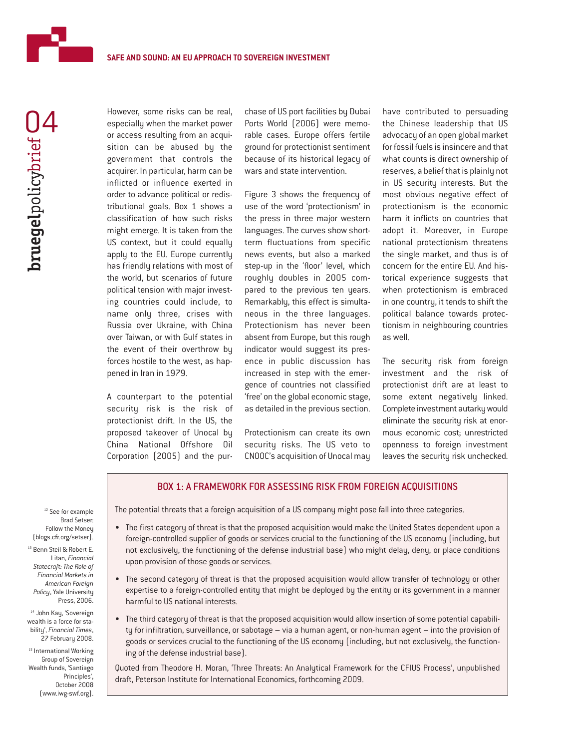However, some risks can be real, especially when the market power or access resulting from an acquisition can be abused by the government that controls the acquirer. In particular, harm can be inflicted or influence exerted in order to advance political or redistributional goals. Box 1 shows a classification of how such risks might emerge. It is taken from the US context, but it could equally apply to the EU. Europe currently has friendly relations with most of the world, but scenarios of future political tension with major investing countries could include, to name only three, crises with Russia over Ukraine, with China over Taiwan, or with Gulf states in the event of their overthrow by forces hostile to the west, as happened in Iran in 1979.

A counterpart to the potential security risk is the risk of protectionist drift. In the US, the proposed takeover of Unocal by China National Offshore Oil Corporation (2005) and the purchase of US port facilities by Dubai Ports World (2006) were memorable cases. Europe offers fertile ground for protectionist sentiment because of its historical legacy of wars and state intervention.

Figure 3 shows the frequency of use of the word 'protectionism' in the press in three major western languages. The curves show short-term fluctuations from specific news events, but also a marked step-up in the 'floor' level, which roughly doubles in 2005 compared to the previous ten years. Remarkably, this effect is simultaneous in the three languages. Protectionism has never been absent from Europe, but this rough indicator would suggest its presence in public discussion has increased in step with the emergence of countries not classified 'free' on the global economic stage, as detailed in the previous section.

Protectionism can create its own security risks. The US veto to CNOOC's acquisition of Unocal may have contributed to persuading the Chinese leadership that US advocacy of an open global market for fossil fuels is insincere and that what counts is direct ownership of reserves, a belief that is plainly not in US security interests. But the most obvious negative effect of protectionism is the economic harm it inflicts on countries that adopt it. Moreover, in Europe national protectionism threatens the single market, and thus is of concern for the entire EU. And historical experience suggests that when protectionism is embraced in one country, it tends to shift the political balance towards protectionism in neighbouring countries as well.

The security risk from foreign investment and the risk of protectionist drift are at least to some extent negatively linked. Complete investment autarky would eliminate the security risk at enormous economic cost; unrestricted openness to foreign investment leaves the security risk unchecked.

## BOX 1: A FRAMEWORK FOR ASSESSING RISK FROM FOREIGN ACQUISITIONS

The potential threats that a foreign acquisition of a US company might pose fall into three categories.

- The first category of threat is that the proposed acquisition would make the United States dependent upon a foreign-controlled supplier of goods or services crucial to the functioning of the US economy (including, but not exclusively, the functioning of the defense industrial base) who might delay, deny, or place conditions upon provision of those goods or services.
- The second category of threat is that the proposed acquisition would allow transfer of technology or other expertise to a foreign-controlled entity that might be deployed by the entity or its government in a manner harmful to US national interests.
- The third category of threat is that the proposed acquisition would allow insertion of some potential capability for infiltration, surveillance, or sabotage – via a human agent, or non-human agent – into the provision of goods or services crucial to the functioning of the US economy (including, but not exclusively, the functioning of the defense industrial base).

Quoted from Theodore H. Moran, 'Three Threats: An Analytical Framework for the CFIUS Process', unpublished draft, Peterson Institute for International Economics, forthcoming 2009.

[12] See for example Brad Setser: Follow the Money (blogs.cfr.org/setser).

[13] Benn Steil & Robert E. Litan, *Financial Statecraft: The Role of Financial Markets in American Foreign Policy*, Yale University Press, 2006.

[14] John Kay, 'Sovereign wealth is a force for stability', *Financial Times*, 27 February 2008.

[15] International Working Group of Sovereign Wealth funds, 'Santiago Principles', October 2008 (www.iwg-swf.org).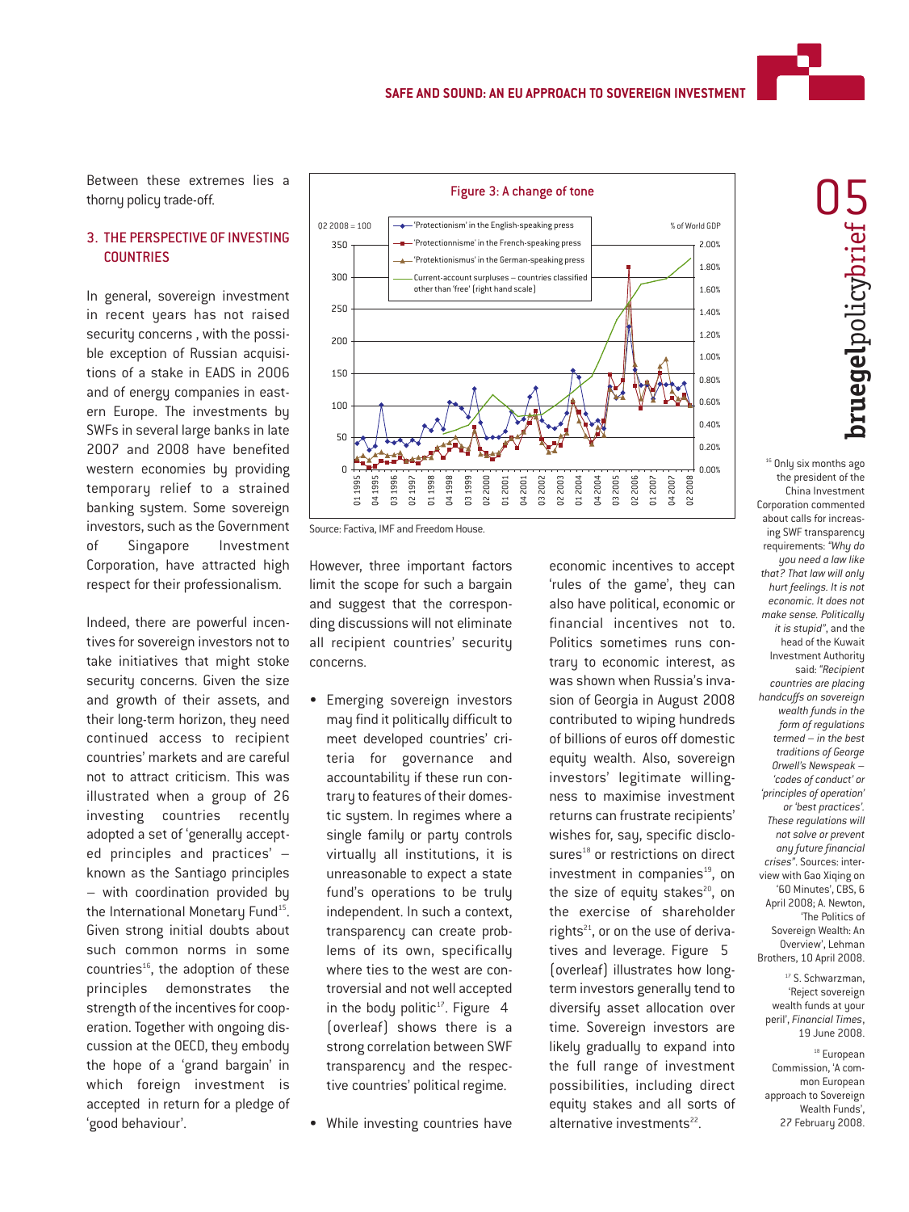Between these extremes lies a thorny policy trade-off.

## 3. THE PERSPECTIVE OF INVESTING COUNTRIES

In general, sovereign investment in recent years has not raised security concerns , with the possible exception of Russian acquisitions of a stake in EADS in 2006 and of energy companies in eastern Europe. The investments by SWFs in several large banks in late 2007 and 2008 have benefited western economies by providing temporary relief to a strained banking system. Some sovereign investors, such as the Government of Singapore Investment Corporation, have attracted high respect for their professionalism.

Indeed, there are powerful incentives for sovereign investors not to take initiatives that might stoke security concerns. Given the size and growth of their assets, and their long-term horizon, they need continued access to recipient countries' markets and are careful not to attract criticism. This was illustrated when a group of 26 investing countries recently adopted a set of 'generally accepted principles and practices' – known as the Santiago principles – with coordination provided by the International Monetary Fund[15]. Given strong initial doubts about such common norms in some countries[16], the adoption of these principles demonstrates the strength of the incentives for cooperation. Together with ongoing discussion at the OECD, they embody the hope of a 'grand bargain' in which foreign investment is accepted in return for a pledge of 'good behaviour'.

**Figure 3: A change of tone**

Q2 2008 = 100

% of World GDP

'Protectionism' in the English-speaking press

'Protectionnisme' in the French-speaking press

'Protektionismus' in the German-speaking press

Current-account surpluses – countries classified other than 'free' (right hand scale)

350, 300, 250, 200, 150, 100, 50, 0

2.00%, 1.80%, 1.60%, 1.40%, 1.20%, 1.00%, 0.80%, 0.60%, 0.40%, 0.20%, 0.00%

Q1 1995, Q4 1995, Q3 1996, Q2 1997, Q1 1998, Q4 1998, Q3 1999, Q2 2000, Q1 2001, Q4 2001, Q3 2002, Q2 2003, Q1 2004, Q4 2004, Q3 2005, Q2 2006, Q1 2007, Q4 2007, Q2 2008

Source: Factiva, IMF and Freedom House.

However, three important factors limit the scope for such a bargain and suggest that the corresponding discussions will not eliminate all recipient countries' security concerns.

- Emerging sovereign investors may find it politically difficult to meet developed countries' criteria for governance and accountability if these run contrary to features of their domestic system. In regimes where a single family or party controls virtually all institutions, it is unreasonable to expect a state fund's operations to be truly independent. In such a context, transparency can create problems of its own, specifically where ties to the west are controversial and not well accepted in the body politic[17]. Figure 4 (overleaf) shows there is a strong correlation between SWF transparency and the respective countries' political regime.

- While investing countries have economic incentives to accept 'rules of the game', they can also have political, economic or financial incentives not to. Politics sometimes runs contrary to economic interest, as was shown when Russia's invasion of Georgia in August 2008 contributed to wiping hundreds of billions of euros off domestic equity wealth. Also, sovereign investors' legitimate willingness to maximise investment returns can frustrate recipients' wishes for, say, specific disclosures[18] or restrictions on direct investment in companies[19], on the size of equity stakes[20], on the exercise of shareholder rights[21], or on the use of derivatives and leverage. Figure 5 (overleaf) illustrates how long-term investors generally tend to diversify asset allocation over time. Sovereign investors are likely gradually to expand into the full range of investment possibilities, including direct equity stakes and all sorts of alternative investments[22].

[16] Only six months ago the president of the China Investment Corporation commented about calls for increasing SWF transparency requirements: *"Why do you need a law like that? That law will only hurt feelings. It is not economic. It does not make sense. Politically it is stupid"*, and the head of the Kuwait Investment Authority said: *"Recipient countries are placing handcuffs on sovereign wealth funds in the form of regulations termed – in the best traditions of George Orwell's Newspeak – 'codes of conduct' or 'principles of operation' or 'best practices'. These regulations will not solve or prevent any future financial crises"*. Sources: interview with Gao Xiqing on '60 Minutes', CBS, 6 April 2008; A. Newton, 'The Politics of Sovereign Wealth: An Overview', Lehman Brothers, 10 April 2008.

[17] S. Schwarzman, 'Reject sovereign wealth funds at your peril', *Financial Times*, 19 June 2008.

[18] European Commission, 'A common European approach to Sovereign Wealth Funds', 27 February 2008.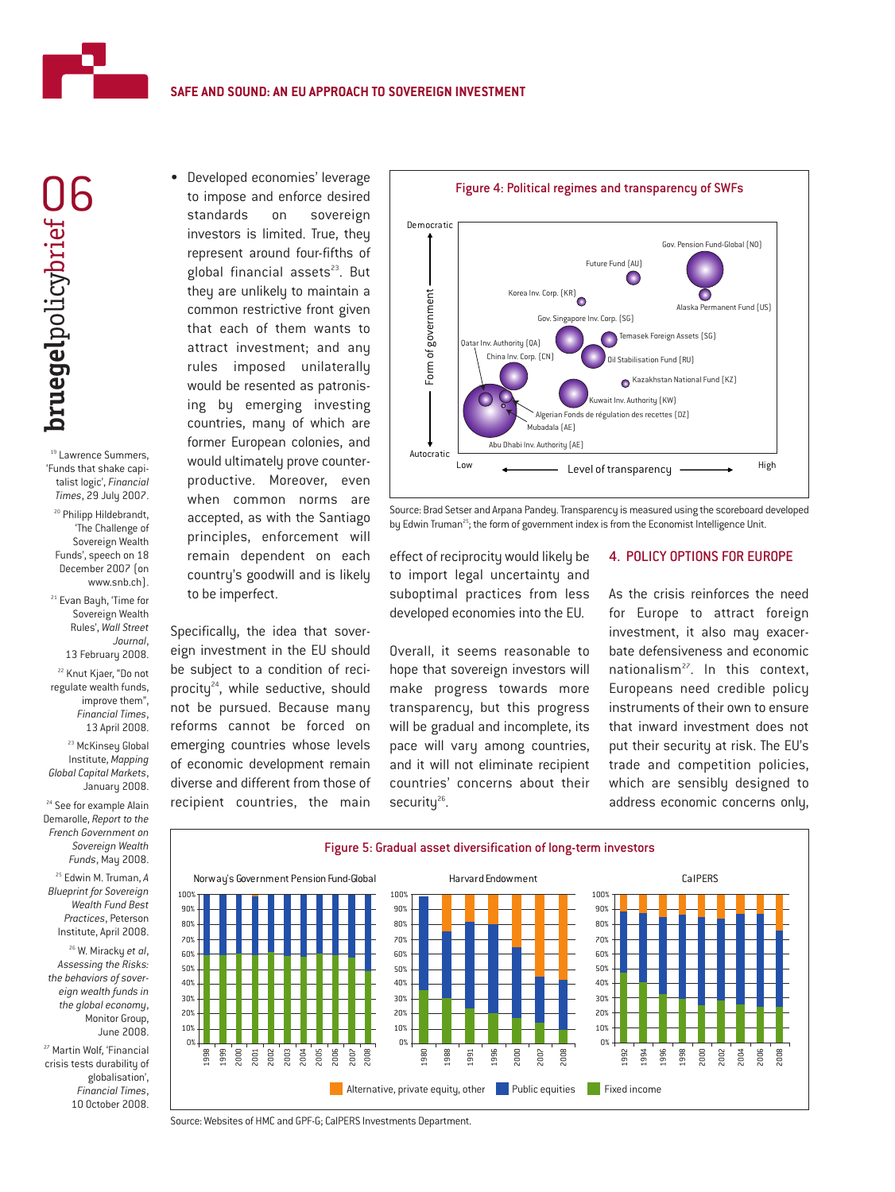- Developed economies' leverage to impose and enforce desired standards on sovereign investors is limited. True, they represent around four-fifths of global financial assets[23]. But they are unlikely to maintain a common restrictive front given that each of them wants to attract investment; and any rules imposed unilaterally would be resented as patronising by emerging investing countries, many of which are former European colonies, and would ultimately prove counter-productive. Moreover, even when common norms are accepted, as with the Santiago principles, enforcement will remain dependent on each country's goodwill and is likely to be imperfect.

Specifically, the idea that sovereign investment in the EU should be subject to a condition of reciprocity[24], while seductive, should not be pursued. Because many reforms cannot be forced on emerging countries whose levels of economic development remain diverse and different from those of recipient countries, the main effect of reciprocity would likely be to import legal uncertainty and suboptimal practices from less developed economies into the EU.

Overall, it seems reasonable to hope that sovereign investors will make progress towards more transparency, but this progress will be gradual and incomplete, its pace will vary among countries, and it will not eliminate recipient countries' concerns about their security[26].

**Figure 4: Political regimes and transparency of SWFs**

Democratic

Form of government

Autocratic

Low

Level of transparency

High

Gov. Pension Fund-Global (NO)

Future Fund (AU)

Korea Inv. Corp. (KR)

Alaska Permanent Fund (US)

Gov. Singapore Inv. Corp. (SG)

Temasek Foreign Assets (SG)

Qatar Inv. Authority (QA)

China Inv. Corp. (CN)

Oil Stabilisation Fund (RU)

Kazakhstan National Fund (KZ)

Kuwait Inv. Authority (KW)

Algerian Fonds de régulation des recettes (DZ)

Mubadala (AE)

Abu Dhabi Inv. Authority (AE)

Source: Brad Setser and Arpana Pandey. Transparency is measured using the scoreboard developed by Edwin Truman[25]; the form of government index is from the Economist Intelligence Unit.

## 4. POLICY OPTIONS FOR EUROPE

As the crisis reinforces the need for Europe to attract foreign investment, it also may exacerbate defensiveness and economic nationalism[27]. In this context, Europeans need credible policy instruments of their own to ensure that inward investment does not put their security at risk. The EU's trade and competition policies, which are sensibly designed to address economic concerns only,

**Figure 5: Gradual asset diversification of long-term investors**

Norway's Government Pension Fund-Global

1998 1999 2000 2001 2002 2003 2004 2005 2006 2007 2008

Harvard Endowment

1980 1988 1991 1996 2000 2007 2008

CalPERS

1992 1994 1996 1998 2000 2002 2004 2006 2008

0% 10% 20% 30% 40% 50% 60% 70% 80% 90% 100%

Alternative, private equity, other | Public equities | Fixed income

Source: Websites of HMC and GPF-G; CalPERS Investments Department.

[19] Lawrence Summers, 'Funds that shake capitalist logic', *Financial Times*, 29 July 2007.

[20] Philipp Hildebrandt, 'The Challenge of Sovereign Wealth Funds', speech on 18 December 2007 (on www.snb.ch).

[21] Evan Bayh, 'Time for Sovereign Wealth Rules', *Wall Street Journal*, 13 February 2008.

[22] Knut Kjaer, "Do not regulate wealth funds, improve them", *Financial Times*, 13 April 2008.

[23] McKinsey Global Institute, *Mapping Global Capital Markets*, January 2008.

[24] See for example Alain Demarolle, *Report to the French Government on Sovereign Wealth Funds*, May 2008.

[25] Edwin M. Truman, *A Blueprint for Sovereign Wealth Fund Best Practices*, Peterson Institute, April 2008.

[26] W. Miracky *et al*, *Assessing the Risks: the behaviors of sovereign wealth funds in the global economy*, Monitor Group, June 2008.

[27] Martin Wolf, 'Financial crisis tests durability of globalisation', *Financial Times*, 10 October 2008.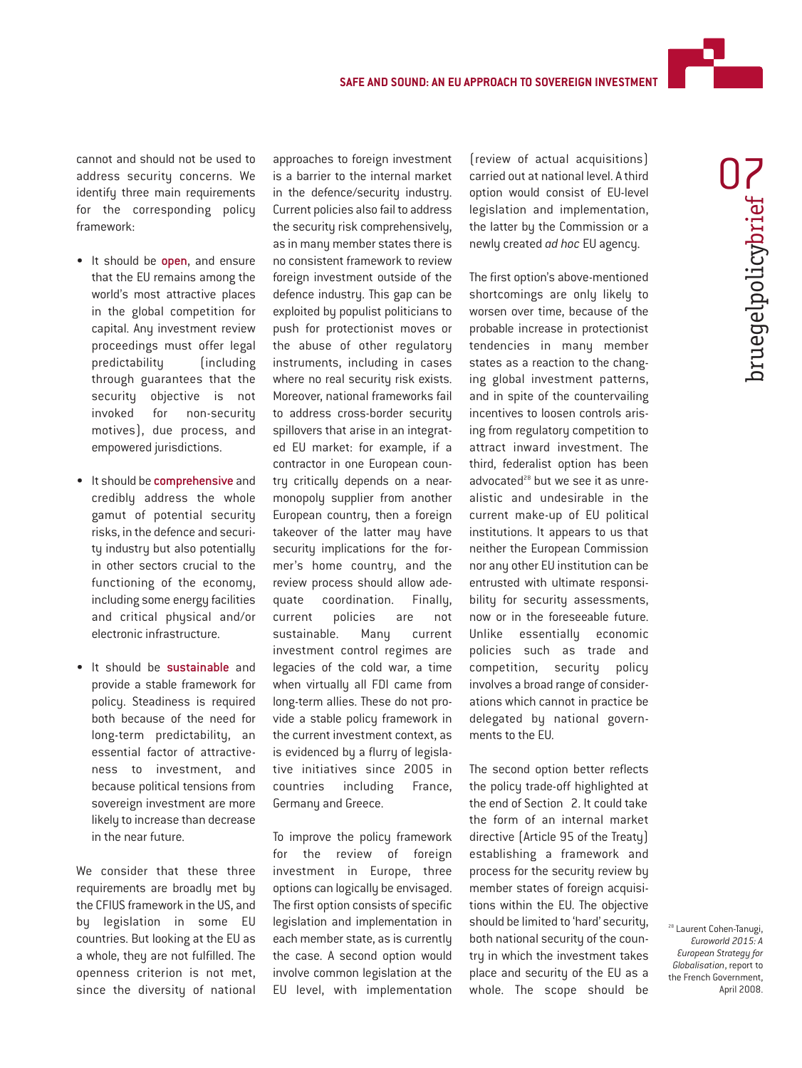cannot and should not be used to address security concerns. We identify three main requirements for the corresponding policy framework:

- It should be **open**, and ensure that the EU remains among the world's most attractive places in the global competition for capital. Any investment review proceedings must offer legal predictability (including through guarantees that the security objective is not invoked for non-security motives), due process, and empowered jurisdictions.
- It should be **comprehensive** and credibly address the whole gamut of potential security risks, in the defence and security industry but also potentially in other sectors crucial to the functioning of the economy, including some energy facilities and critical physical and/or electronic infrastructure.
- It should be **sustainable** and provide a stable framework for policy. Steadiness is required both because of the need for long-term predictability, an essential factor of attractiveness to investment, and because political tensions from sovereign investment are more likely to increase than decrease in the near future.

We consider that these three requirements are broadly met by the CFIUS framework in the US, and by legislation in some EU countries. But looking at the EU as a whole, they are not fulfilled. The openness criterion is not met, since the diversity of national approaches to foreign investment is a barrier to the internal market in the defence/security industry. Current policies also fail to address the security risk comprehensively, as in many member states there is no consistent framework to review foreign investment outside of the defence industry. This gap can be exploited by populist politicians to push for protectionist moves or the abuse of other regulatory instruments, including in cases where no real security risk exists. Moreover, national frameworks fail to address cross-border security spillovers that arise in an integrated EU market: for example, if a contractor in one European country critically depends on a near-monopoly supplier from another European country, then a foreign takeover of the latter may have security implications for the former's home country, and the review process should allow adequate coordination. Finally, current policies are not sustainable. Many current investment control regimes are legacies of the cold war, a time when virtually all FDI came from long-term allies. These do not provide a stable policy framework in the current investment context, as is evidenced by a flurry of legislative initiatives since 2005 in countries including France, Germany and Greece.

To improve the policy framework for the review of foreign investment in Europe, three options can logically be envisaged. The first option consists of specific legislation and implementation in each member state, as is currently the case. A second option would involve common legislation at the EU level, with implementation (review of actual acquisitions) carried out at national level. A third option would consist of EU-level legislation and implementation, the latter by the Commission or a newly created *ad hoc* EU agency.

The first option's above-mentioned shortcomings are only likely to worsen over time, because of the probable increase in protectionist tendencies in many member states as a reaction to the changing global investment patterns, and in spite of the countervailing incentives to loosen controls arising from regulatory competition to attract inward investment. The third, federalist option has been advocated[28] but we see it as unrealistic and undesirable in the current make-up of EU political institutions. It appears to us that neither the European Commission nor any other EU institution can be entrusted with ultimate responsibility for security assessments, now or in the foreseeable future. Unlike essentially economic policies such as trade and competition, security policy involves a broad range of considerations which cannot in practice be delegated by national governments to the EU.

The second option better reflects the policy trade-off highlighted at the end of Section 2. It could take the form of an internal market directive (Article 95 of the Treaty) establishing a framework and process for the security review by member states of foreign acquisitions within the EU. The objective should be limited to 'hard' security, both national security of the country in which the investment takes place and security of the EU as a whole. The scope should be

[28] Laurent Cohen-Tanugi, *Euroworld 2015: A European Strategy for Globalisation*, report to the French Government, April 2008.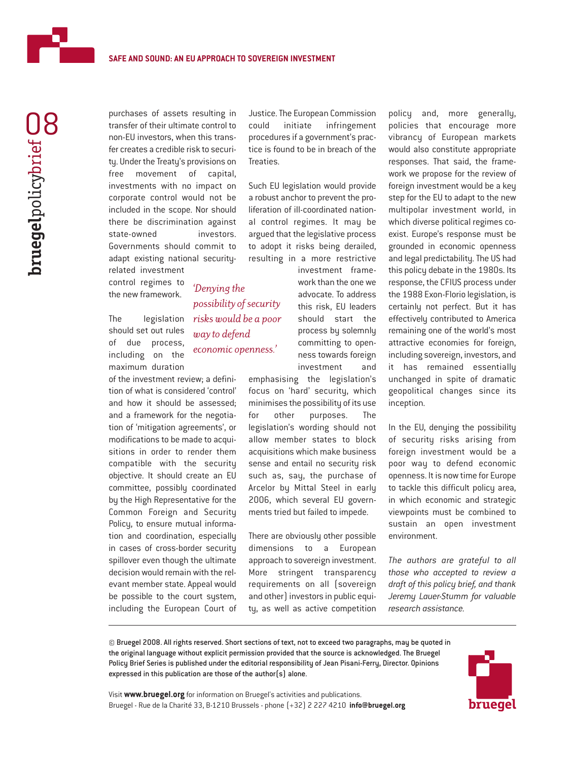purchases of assets resulting in transfer of their ultimate control to non-EU investors, when this transfer creates a credible risk to security. Under the Treaty's provisions on free movement of capital, investments with no impact on corporate control would not be included in the scope. Nor should there be discrimination against state-owned investors. Governments should commit to adapt existing national security-related investment control regimes to the new framework.

The legislation should set out rules of due process, including on the maximum duration of the investment review; a definition of what is considered 'control' and how it should be assessed; and a framework for the negotiation of 'mitigation agreements', or modifications to be made to acquisitions in order to render them compatible with the security objective. It should create an EU committee, possibly coordinated by the High Representative for the Common Foreign and Security Policy, to ensure mutual information and coordination, especially in cases of cross-border security spillover even though the ultimate decision would remain with the relevant member state. Appeal would be possible to the court system, including the European Court of Justice. The European Commission could initiate infringement procedures if a government's practice is found to be in breach of the Treaties.

Such EU legislation would provide a robust anchor to prevent the proliferation of ill-coordinated national control regimes. It may be argued that the legislative process to adopt it risks being derailed, resulting in a more restrictive investment framework than the one we advocate. To address this risk, EU leaders should start the process by solemnly committing to openness towards foreign investment and emphasising the legislation's focus on 'hard' security, which minimises the possibility of its use for other purposes. The legislation's wording should not allow member states to block acquisitions which make business sense and entail no security risk such as, say, the purchase of Arcelor by Mittal Steel in early 2006, which several EU governments tried but failed to impede.

*'Denying the possibility of security risks would be a poor way to defend economic openness.'*

There are obviously other possible dimensions to a European approach to sovereign investment. More stringent transparency requirements on all (sovereign and other) investors in public equity, as well as active competition policy and, more generally, policies that encourage more vibrancy of European markets would also constitute appropriate responses. That said, the framework we propose for the review of foreign investment would be a key step for the EU to adapt to the new multipolar investment world, in which diverse political regimes coexist. Europe's response must be grounded in economic openness and legal predictability. The US had this policy debate in the 1980s. Its response, the CFIUS process under the 1988 Exon-Florio legislation, is certainly not perfect. But it has effectively contributed to America remaining one of the world's most attractive economies for foreign, including sovereign, investors, and it has remained essentially unchanged in spite of dramatic geopolitical changes since its inception.

In the EU, denying the possibility of security risks arising from foreign investment would be a poor way to defend economic openness. It is now time for Europe to tackle this difficult policy area, in which economic and strategic viewpoints must be combined to sustain an open investment environment.

*The authors are grateful to all those who accepted to review a draft of this policy brief, and thank Jeremy Lauer-Stumm for valuable research assistance.*

---

© Bruegel 2008. All rights reserved. Short sections of text, not to exceed two paragraphs, may be quoted in the original language without explicit permission provided that the source is acknowledged. The Bruegel Policy Brief Series is published under the editorial responsibility of Jean Pisani-Ferry, Director. Opinions expressed in this publication are those of the author(s) alone.

Visit **www.bruegel.org** for information on Bruegel's activities and publications.
Bruegel - Rue de la Charité 33, B-1210 Brussels - phone (+32) 2 227 4210 **info@bruegel.org**